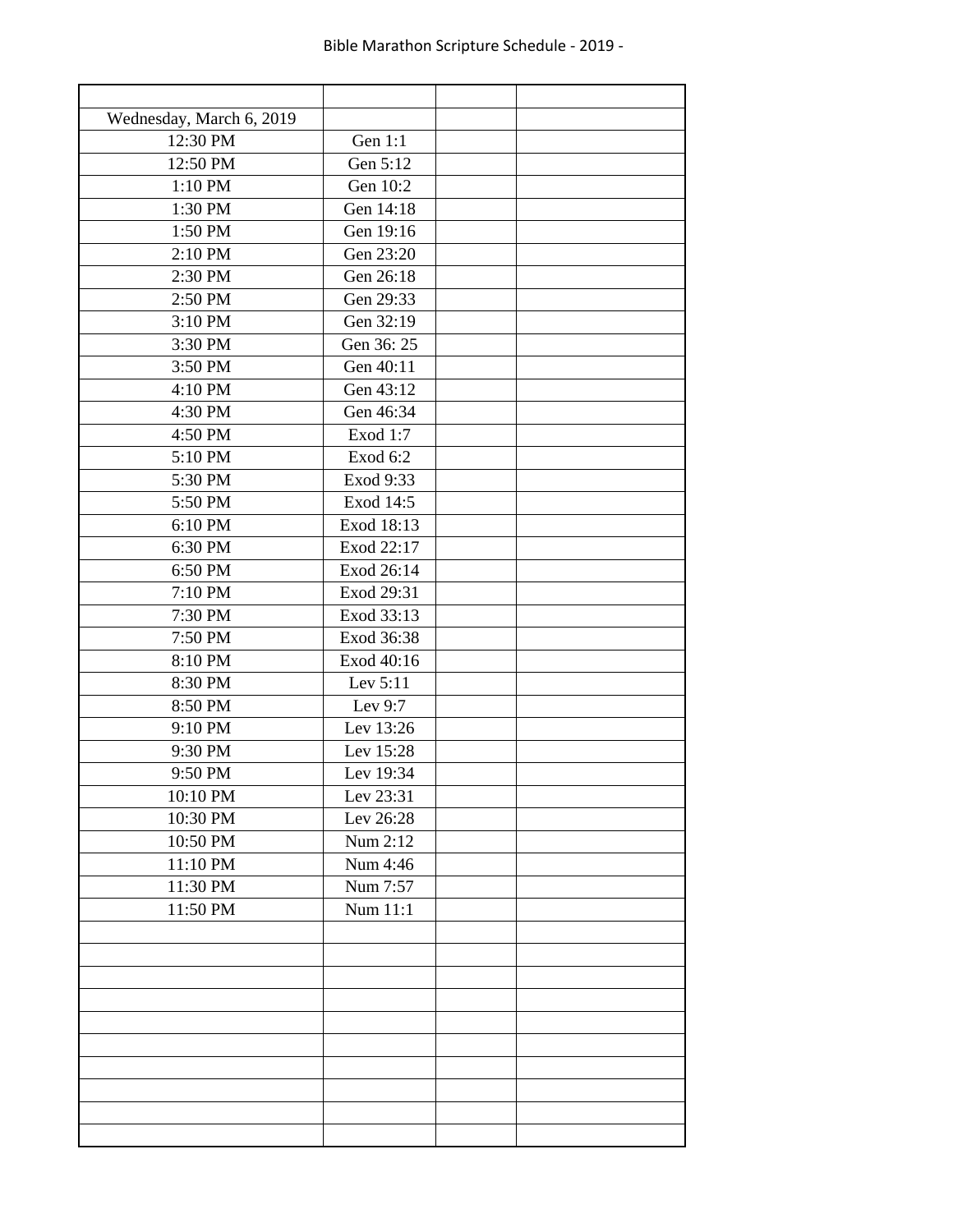# Bible Marathon Scripture Schedule - 2019 -

| | | | |
|---|---|---|---|
| Wednesday, March 6, 2019 | | | |
| 12:30 PM | Gen 1:1 | | |
| 12:50 PM | Gen 5:12 | | |
| 1:10 PM | Gen 10:2 | | |
| 1:30 PM | Gen 14:18 | | |
| 1:50 PM | Gen 19:16 | | |
| 2:10 PM | Gen 23:20 | | |
| 2:30 PM | Gen 26:18 | | |
| 2:50 PM | Gen 29:33 | | |
| 3:10 PM | Gen 32:19 | | |
| 3:30 PM | Gen 36: 25 | | |
| 3:50 PM | Gen 40:11 | | |
| 4:10 PM | Gen 43:12 | | |
| 4:30 PM | Gen 46:34 | | |
| 4:50 PM | Exod 1:7 | | |
| 5:10 PM | Exod 6:2 | | |
| 5:30 PM | Exod 9:33 | | |
| 5:50 PM | Exod 14:5 | | |
| 6:10 PM | Exod 18:13 | | |
| 6:30 PM | Exod 22:17 | | |
| 6:50 PM | Exod 26:14 | | |
| 7:10 PM | Exod 29:31 | | |
| 7:30 PM | Exod 33:13 | | |
| 7:50 PM | Exod 36:38 | | |
| 8:10 PM | Exod 40:16 | | |
| 8:30 PM | Lev 5:11 | | |
| 8:50 PM | Lev 9:7 | | |
| 9:10 PM | Lev 13:26 | | |
| 9:30 PM | Lev 15:28 | | |
| 9:50 PM | Lev 19:34 | | |
| 10:10 PM | Lev 23:31 | | |
| 10:30 PM | Lev 26:28 | | |
| 10:50 PM | Num 2:12 | | |
| 11:10 PM | Num 4:46 | | |
| 11:30 PM | Num 7:57 | | |
| 11:50 PM | Num 11:1 | | |
| | | | |
| | | | |
| | | | |
| | | | |
| | | | |
| | | | |
| | | | |
| | | | |
| | | | |
| | | | |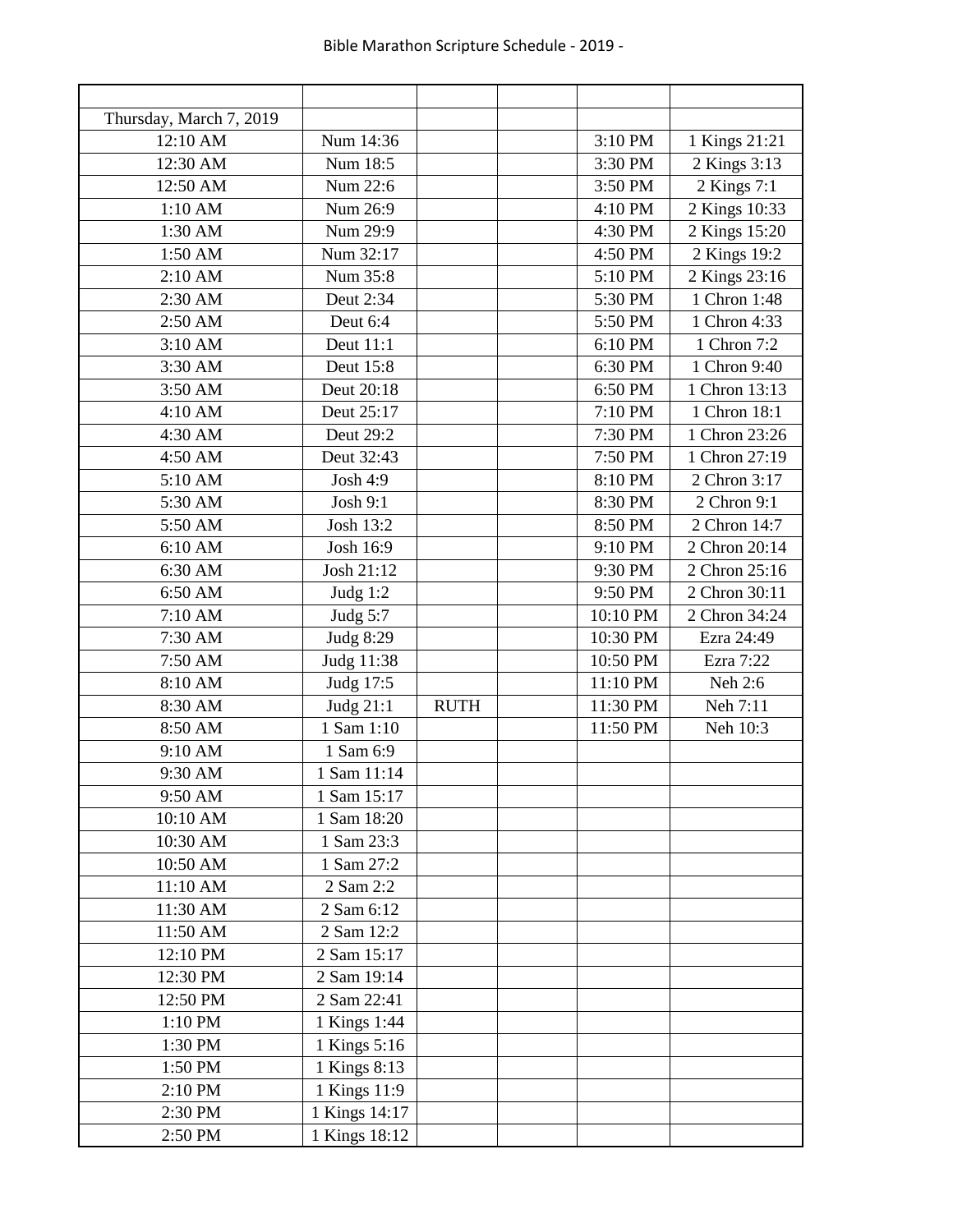Bible Marathon Scripture Schedule - 2019 -

| | | | | | |
|---|---|---|---|---|---|
| Thursday, March 7, 2019 | | | | | |
| 12:10 AM | Num 14:36 | | | 3:10 PM | 1 Kings 21:21 |
| 12:30 AM | Num 18:5 | | | 3:30 PM | 2 Kings 3:13 |
| 12:50 AM | Num 22:6 | | | 3:50 PM | 2 Kings 7:1 |
| 1:10 AM | Num 26:9 | | | 4:10 PM | 2 Kings 10:33 |
| 1:30 AM | Num 29:9 | | | 4:30 PM | 2 Kings 15:20 |
| 1:50 AM | Num 32:17 | | | 4:50 PM | 2 Kings 19:2 |
| 2:10 AM | Num 35:8 | | | 5:10 PM | 2 Kings 23:16 |
| 2:30 AM | Deut 2:34 | | | 5:30 PM | 1 Chron 1:48 |
| 2:50 AM | Deut 6:4 | | | 5:50 PM | 1 Chron 4:33 |
| 3:10 AM | Deut 11:1 | | | 6:10 PM | 1 Chron 7:2 |
| 3:30 AM | Deut 15:8 | | | 6:30 PM | 1 Chron 9:40 |
| 3:50 AM | Deut 20:18 | | | 6:50 PM | 1 Chron 13:13 |
| 4:10 AM | Deut 25:17 | | | 7:10 PM | 1 Chron 18:1 |
| 4:30 AM | Deut 29:2 | | | 7:30 PM | 1 Chron 23:26 |
| 4:50 AM | Deut 32:43 | | | 7:50 PM | 1 Chron 27:19 |
| 5:10 AM | Josh 4:9 | | | 8:10 PM | 2 Chron 3:17 |
| 5:30 AM | Josh 9:1 | | | 8:30 PM | 2 Chron 9:1 |
| 5:50 AM | Josh 13:2 | | | 8:50 PM | 2 Chron 14:7 |
| 6:10 AM | Josh 16:9 | | | 9:10 PM | 2 Chron 20:14 |
| 6:30 AM | Josh 21:12 | | | 9:30 PM | 2 Chron 25:16 |
| 6:50 AM | Judg 1:2 | | | 9:50 PM | 2 Chron 30:11 |
| 7:10 AM | Judg 5:7 | | | 10:10 PM | 2 Chron 34:24 |
| 7:30 AM | Judg 8:29 | | | 10:30 PM | Ezra 24:49 |
| 7:50 AM | Judg 11:38 | | | 10:50 PM | Ezra 7:22 |
| 8:10 AM | Judg 17:5 | | | 11:10 PM | Neh 2:6 |
| 8:30 AM | Judg 21:1 | RUTH | | 11:30 PM | Neh 7:11 |
| 8:50 AM | 1 Sam 1:10 | | | 11:50 PM | Neh 10:3 |
| 9:10 AM | 1 Sam 6:9 | | | | |
| 9:30 AM | 1 Sam 11:14 | | | | |
| 9:50 AM | 1 Sam 15:17 | | | | |
| 10:10 AM | 1 Sam 18:20 | | | | |
| 10:30 AM | 1 Sam 23:3 | | | | |
| 10:50 AM | 1 Sam 27:2 | | | | |
| 11:10 AM | 2 Sam 2:2 | | | | |
| 11:30 AM | 2 Sam 6:12 | | | | |
| 11:50 AM | 2 Sam 12:2 | | | | |
| 12:10 PM | 2 Sam 15:17 | | | | |
| 12:30 PM | 2 Sam 19:14 | | | | |
| 12:50 PM | 2 Sam 22:41 | | | | |
| 1:10 PM | 1 Kings 1:44 | | | | |
| 1:30 PM | 1 Kings 5:16 | | | | |
| 1:50 PM | 1 Kings 8:13 | | | | |
| 2:10 PM | 1 Kings 11:9 | | | | |
| 2:30 PM | 1 Kings 14:17 | | | | |
| 2:50 PM | 1 Kings 18:12 | | | | |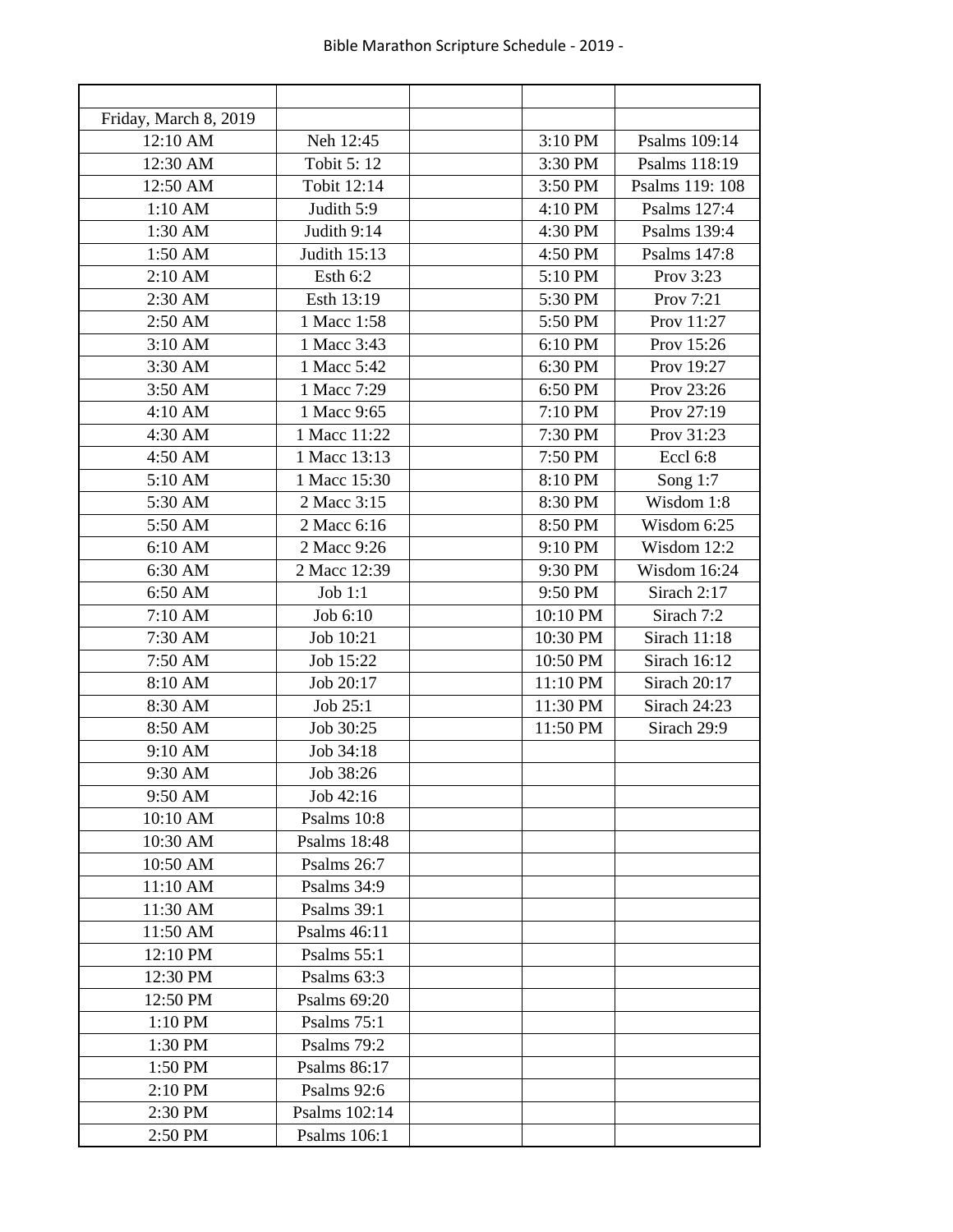Bible Marathon Scripture Schedule - 2019 -

| | | | | |
|---|---|---|---|---|
| Friday, March 8, 2019 | | | | |
| 12:10 AM | Neh 12:45 | | 3:10 PM | Psalms 109:14 |
| 12:30 AM | Tobit 5: 12 | | 3:30 PM | Psalms 118:19 |
| 12:50 AM | Tobit 12:14 | | 3:50 PM | Psalms 119: 108 |
| 1:10 AM | Judith 5:9 | | 4:10 PM | Psalms 127:4 |
| 1:30 AM | Judith 9:14 | | 4:30 PM | Psalms 139:4 |
| 1:50 AM | Judith 15:13 | | 4:50 PM | Psalms 147:8 |
| 2:10 AM | Esth 6:2 | | 5:10 PM | Prov 3:23 |
| 2:30 AM | Esth 13:19 | | 5:30 PM | Prov 7:21 |
| 2:50 AM | 1 Macc 1:58 | | 5:50 PM | Prov 11:27 |
| 3:10 AM | 1 Macc 3:43 | | 6:10 PM | Prov 15:26 |
| 3:30 AM | 1 Macc 5:42 | | 6:30 PM | Prov 19:27 |
| 3:50 AM | 1 Macc 7:29 | | 6:50 PM | Prov 23:26 |
| 4:10 AM | 1 Macc 9:65 | | 7:10 PM | Prov 27:19 |
| 4:30 AM | 1 Macc 11:22 | | 7:30 PM | Prov 31:23 |
| 4:50 AM | 1 Macc 13:13 | | 7:50 PM | Eccl 6:8 |
| 5:10 AM | 1 Macc 15:30 | | 8:10 PM | Song 1:7 |
| 5:30 AM | 2 Macc 3:15 | | 8:30 PM | Wisdom 1:8 |
| 5:50 AM | 2 Macc 6:16 | | 8:50 PM | Wisdom 6:25 |
| 6:10 AM | 2 Macc 9:26 | | 9:10 PM | Wisdom 12:2 |
| 6:30 AM | 2 Macc 12:39 | | 9:30 PM | Wisdom 16:24 |
| 6:50 AM | Job 1:1 | | 9:50 PM | Sirach 2:17 |
| 7:10 AM | Job 6:10 | | 10:10 PM | Sirach 7:2 |
| 7:30 AM | Job 10:21 | | 10:30 PM | Sirach 11:18 |
| 7:50 AM | Job 15:22 | | 10:50 PM | Sirach 16:12 |
| 8:10 AM | Job 20:17 | | 11:10 PM | Sirach 20:17 |
| 8:30 AM | Job 25:1 | | 11:30 PM | Sirach 24:23 |
| 8:50 AM | Job 30:25 | | 11:50 PM | Sirach 29:9 |
| 9:10 AM | Job 34:18 | | | |
| 9:30 AM | Job 38:26 | | | |
| 9:50 AM | Job 42:16 | | | |
| 10:10 AM | Psalms 10:8 | | | |
| 10:30 AM | Psalms 18:48 | | | |
| 10:50 AM | Psalms 26:7 | | | |
| 11:10 AM | Psalms 34:9 | | | |
| 11:30 AM | Psalms 39:1 | | | |
| 11:50 AM | Psalms 46:11 | | | |
| 12:10 PM | Psalms 55:1 | | | |
| 12:30 PM | Psalms 63:3 | | | |
| 12:50 PM | Psalms 69:20 | | | |
| 1:10 PM | Psalms 75:1 | | | |
| 1:30 PM | Psalms 79:2 | | | |
| 1:50 PM | Psalms 86:17 | | | |
| 2:10 PM | Psalms 92:6 | | | |
| 2:30 PM | Psalms 102:14 | | | |
| 2:50 PM | Psalms 106:1 | | | |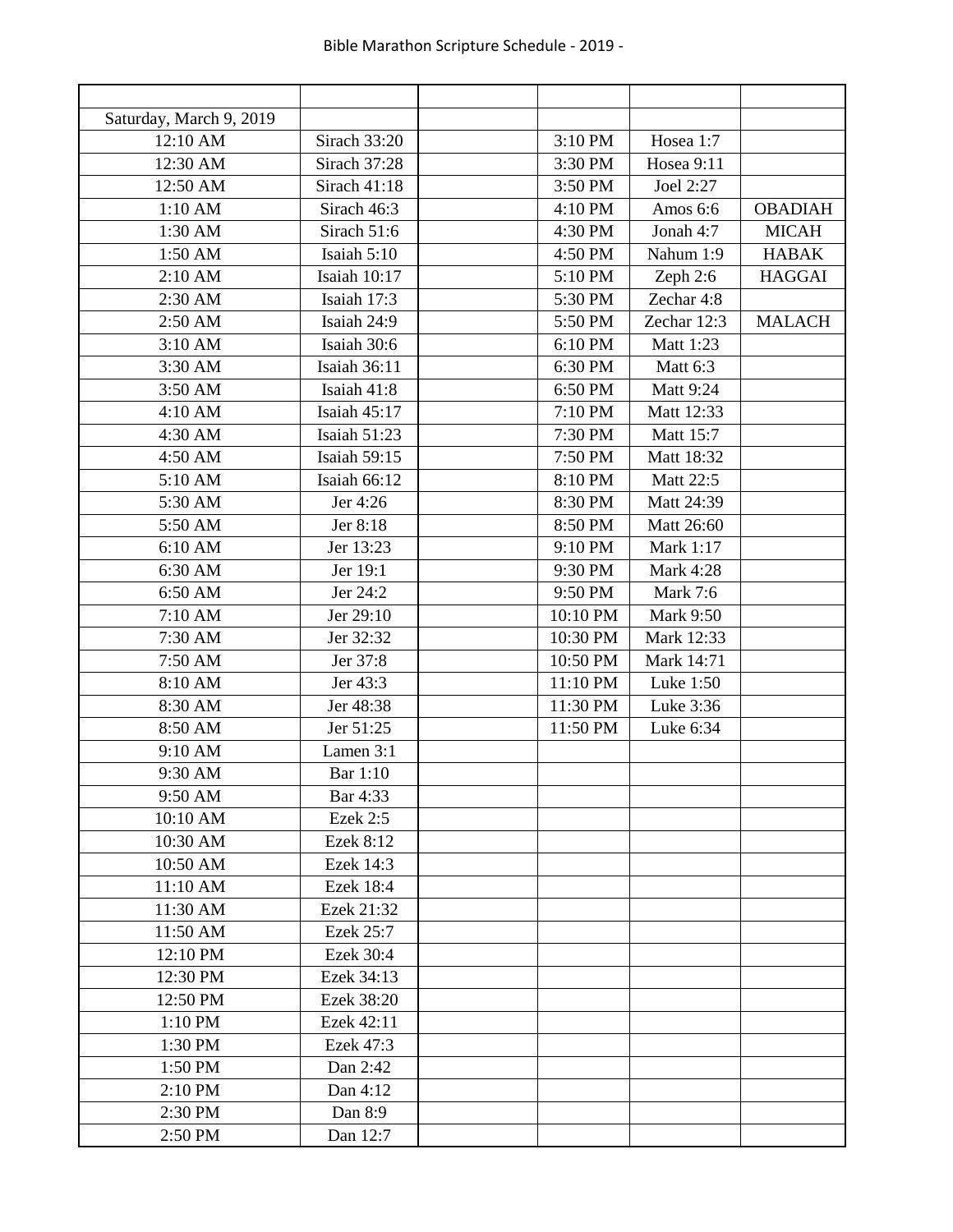Bible Marathon Scripture Schedule - 2019 -

| | | | | | |
|---|---|---|---|---|---|
| Saturday, March 9, 2019 | | | | | |
| 12:10 AM | Sirach 33:20 | | 3:10 PM | Hosea 1:7 | |
| 12:30 AM | Sirach 37:28 | | 3:30 PM | Hosea 9:11 | |
| 12:50 AM | Sirach 41:18 | | 3:50 PM | Joel 2:27 | |
| 1:10 AM | Sirach 46:3 | | 4:10 PM | Amos 6:6 | OBADIAH |
| 1:30 AM | Sirach 51:6 | | 4:30 PM | Jonah 4:7 | MICAH |
| 1:50 AM | Isaiah 5:10 | | 4:50 PM | Nahum 1:9 | HABAK |
| 2:10 AM | Isaiah 10:17 | | 5:10 PM | Zeph 2:6 | HAGGAI |
| 2:30 AM | Isaiah 17:3 | | 5:30 PM | Zechar 4:8 | |
| 2:50 AM | Isaiah 24:9 | | 5:50 PM | Zechar 12:3 | MALACH |
| 3:10 AM | Isaiah 30:6 | | 6:10 PM | Matt 1:23 | |
| 3:30 AM | Isaiah 36:11 | | 6:30 PM | Matt 6:3 | |
| 3:50 AM | Isaiah 41:8 | | 6:50 PM | Matt 9:24 | |
| 4:10 AM | Isaiah 45:17 | | 7:10 PM | Matt 12:33 | |
| 4:30 AM | Isaiah 51:23 | | 7:30 PM | Matt 15:7 | |
| 4:50 AM | Isaiah 59:15 | | 7:50 PM | Matt 18:32 | |
| 5:10 AM | Isaiah 66:12 | | 8:10 PM | Matt 22:5 | |
| 5:30 AM | Jer 4:26 | | 8:30 PM | Matt 24:39 | |
| 5:50 AM | Jer 8:18 | | 8:50 PM | Matt 26:60 | |
| 6:10 AM | Jer 13:23 | | 9:10 PM | Mark 1:17 | |
| 6:30 AM | Jer 19:1 | | 9:30 PM | Mark 4:28 | |
| 6:50 AM | Jer 24:2 | | 9:50 PM | Mark 7:6 | |
| 7:10 AM | Jer 29:10 | | 10:10 PM | Mark 9:50 | |
| 7:30 AM | Jer 32:32 | | 10:30 PM | Mark 12:33 | |
| 7:50 AM | Jer 37:8 | | 10:50 PM | Mark 14:71 | |
| 8:10 AM | Jer 43:3 | | 11:10 PM | Luke 1:50 | |
| 8:30 AM | Jer 48:38 | | 11:30 PM | Luke 3:36 | |
| 8:50 AM | Jer 51:25 | | 11:50 PM | Luke 6:34 | |
| 9:10 AM | Lamen 3:1 | | | | |
| 9:30 AM | Bar 1:10 | | | | |
| 9:50 AM | Bar 4:33 | | | | |
| 10:10 AM | Ezek 2:5 | | | | |
| 10:30 AM | Ezek 8:12 | | | | |
| 10:50 AM | Ezek 14:3 | | | | |
| 11:10 AM | Ezek 18:4 | | | | |
| 11:30 AM | Ezek 21:32 | | | | |
| 11:50 AM | Ezek 25:7 | | | | |
| 12:10 PM | Ezek 30:4 | | | | |
| 12:30 PM | Ezek 34:13 | | | | |
| 12:50 PM | Ezek 38:20 | | | | |
| 1:10 PM | Ezek 42:11 | | | | |
| 1:30 PM | Ezek 47:3 | | | | |
| 1:50 PM | Dan 2:42 | | | | |
| 2:10 PM | Dan 4:12 | | | | |
| 2:30 PM | Dan 8:9 | | | | |
| 2:50 PM | Dan 12:7 | | | | |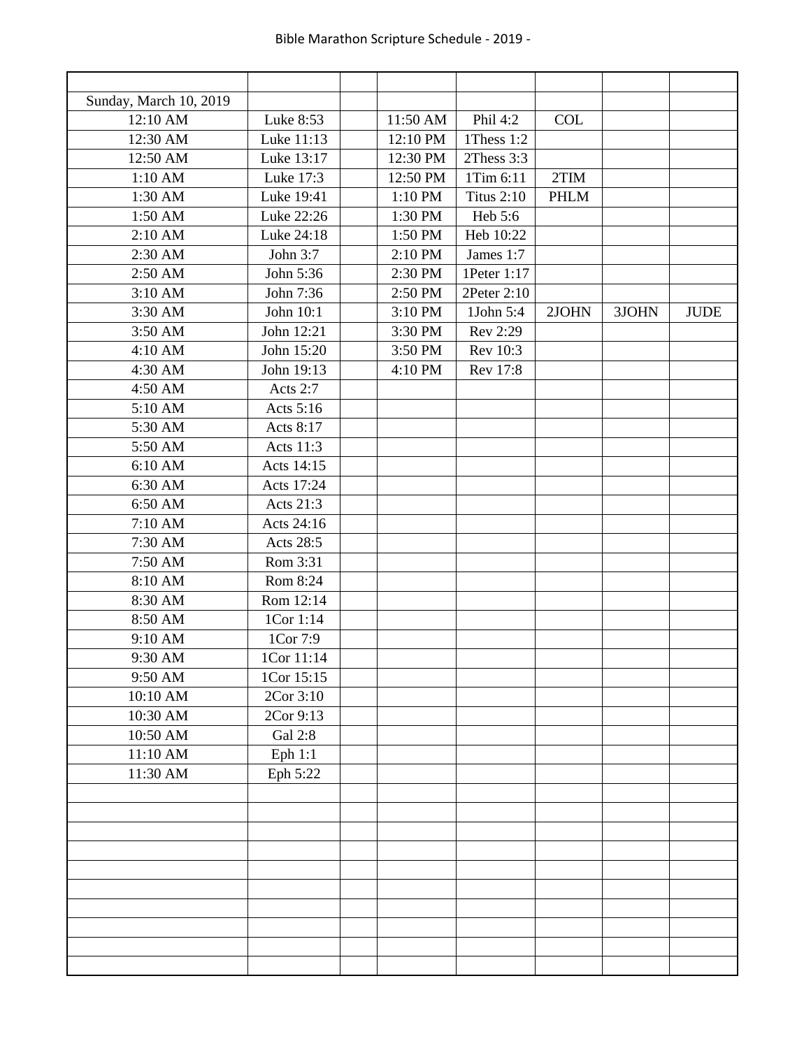# Bible Marathon Scripture Schedule - 2019 -

| | | | | | | | |
|---|---|---|---|---|---|---|---|
| | | | | | | | |
| Sunday, March 10, 2019 | | | | | | | |
| 12:10 AM | Luke 8:53 | | 11:50 AM | Phil 4:2 | COL | | |
| 12:30 AM | Luke 11:13 | | 12:10 PM | 1Thess 1:2 | | | |
| 12:50 AM | Luke 13:17 | | 12:30 PM | 2Thess 3:3 | | | |
| 1:10 AM | Luke 17:3 | | 12:50 PM | 1Tim 6:11 | 2TIM | | |
| 1:30 AM | Luke 19:41 | | 1:10 PM | Titus 2:10 | PHLM | | |
| 1:50 AM | Luke 22:26 | | 1:30 PM | Heb 5:6 | | | |
| 2:10 AM | Luke 24:18 | | 1:50 PM | Heb 10:22 | | | |
| 2:30 AM | John 3:7 | | 2:10 PM | James 1:7 | | | |
| 2:50 AM | John 5:36 | | 2:30 PM | 1Peter 1:17 | | | |
| 3:10 AM | John 7:36 | | 2:50 PM | 2Peter 2:10 | | | |
| 3:30 AM | John 10:1 | | 3:10 PM | 1John 5:4 | 2JOHN | 3JOHN | JUDE |
| 3:50 AM | John 12:21 | | 3:30 PM | Rev 2:29 | | | |
| 4:10 AM | John 15:20 | | 3:50 PM | Rev 10:3 | | | |
| 4:30 AM | John 19:13 | | 4:10 PM | Rev 17:8 | | | |
| 4:50 AM | Acts 2:7 | | | | | | |
| 5:10 AM | Acts 5:16 | | | | | | |
| 5:30 AM | Acts 8:17 | | | | | | |
| 5:50 AM | Acts 11:3 | | | | | | |
| 6:10 AM | Acts 14:15 | | | | | | |
| 6:30 AM | Acts 17:24 | | | | | | |
| 6:50 AM | Acts 21:3 | | | | | | |
| 7:10 AM | Acts 24:16 | | | | | | |
| 7:30 AM | Acts 28:5 | | | | | | |
| 7:50 AM | Rom 3:31 | | | | | | |
| 8:10 AM | Rom 8:24 | | | | | | |
| 8:30 AM | Rom 12:14 | | | | | | |
| 8:50 AM | 1Cor 1:14 | | | | | | |
| 9:10 AM | 1Cor 7:9 | | | | | | |
| 9:30 AM | 1Cor 11:14 | | | | | | |
| 9:50 AM | 1Cor 15:15 | | | | | | |
| 10:10 AM | 2Cor 3:10 | | | | | | |
| 10:30 AM | 2Cor 9:13 | | | | | | |
| 10:50 AM | Gal 2:8 | | | | | | |
| 11:10 AM | Eph 1:1 | | | | | | |
| 11:30 AM | Eph 5:22 | | | | | | |